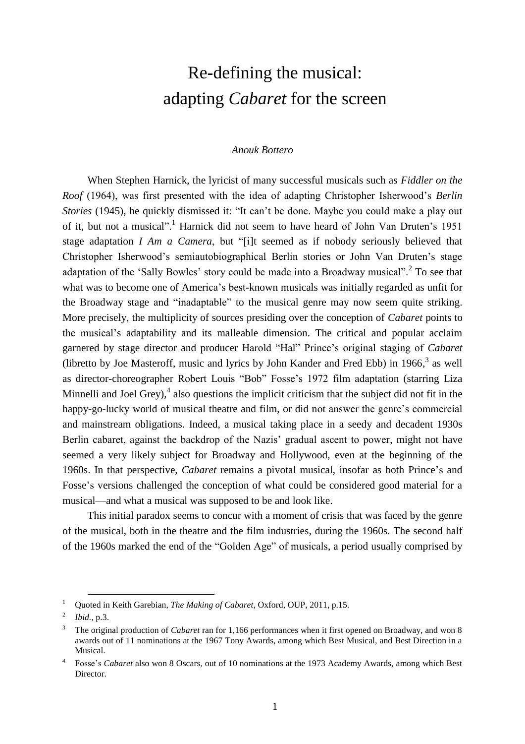# Re-defining the musical: adapting *Cabaret* for the screen

*Anouk Bottero*

When Stephen Harnick, the lyricist of many successful musicals such as *Fiddler on the Roof* (1964), was first presented with the idea of adapting Christopher Isherwood's *Berlin Stories* (1945), he quickly dismissed it: "It can't be done. Maybe you could make a play out of it, but not a musical".[1] Harnick did not seem to have heard of John Van Druten's 1951 stage adaptation *I Am a Camera*, but "[i]t seemed as if nobody seriously believed that Christopher Isherwood's semiautobiographical Berlin stories or John Van Druten's stage adaptation of the 'Sally Bowles' story could be made into a Broadway musical".[2] To see that what was to become one of America's best-known musicals was initially regarded as unfit for the Broadway stage and "inadaptable" to the musical genre may now seem quite striking. More precisely, the multiplicity of sources presiding over the conception of *Cabaret* points to the musical's adaptability and its malleable dimension. The critical and popular acclaim garnered by stage director and producer Harold "Hal" Prince's original staging of *Cabaret* (libretto by Joe Masteroff, music and lyrics by John Kander and Fred Ebb) in 1966,[3] as well as director-choreographer Robert Louis "Bob" Fosse's 1972 film adaptation (starring Liza Minnelli and Joel Grey),[4] also questions the implicit criticism that the subject did not fit in the happy-go-lucky world of musical theatre and film, or did not answer the genre's commercial and mainstream obligations. Indeed, a musical taking place in a seedy and decadent 1930s Berlin cabaret, against the backdrop of the Nazis' gradual ascent to power, might not have seemed a very likely subject for Broadway and Hollywood, even at the beginning of the 1960s. In that perspective, *Cabaret* remains a pivotal musical, insofar as both Prince's and Fosse's versions challenged the conception of what could be considered good material for a musical—and what a musical was supposed to be and look like.

This initial paradox seems to concur with a moment of crisis that was faced by the genre of the musical, both in the theatre and the film industries, during the 1960s. The second half of the 1960s marked the end of the "Golden Age" of musicals, a period usually comprised by

---

[1] Quoted in Keith Garebian, *The Making of Cabaret*, Oxford, OUP, 2011, p.15.

[2] *Ibid.*, p.3.

[3] The original production of *Cabaret* ran for 1,166 performances when it first opened on Broadway, and won 8 awards out of 11 nominations at the 1967 Tony Awards, among which Best Musical, and Best Direction in a Musical.

[4] Fosse's *Cabaret* also won 8 Oscars, out of 10 nominations at the 1973 Academy Awards, among which Best Director.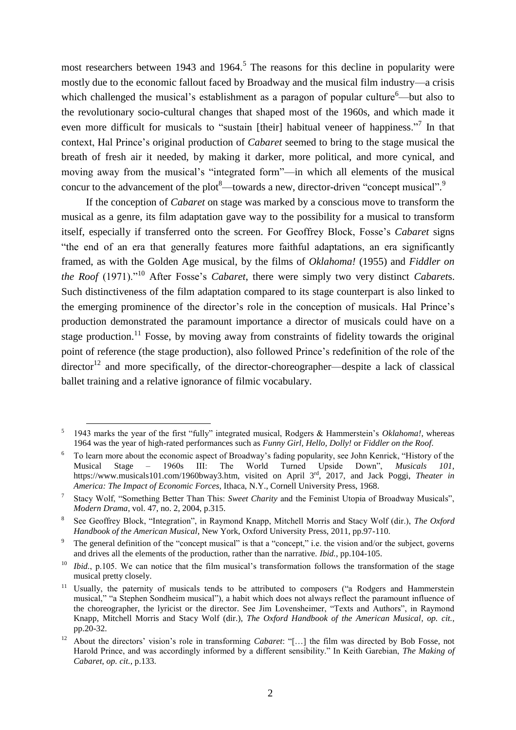most researchers between 1943 and 1964.[5] The reasons for this decline in popularity were mostly due to the economic fallout faced by Broadway and the musical film industry—a crisis which challenged the musical's establishment as a paragon of popular culture[6]—but also to the revolutionary socio-cultural changes that shaped most of the 1960s, and which made it even more difficult for musicals to "sustain [their] habitual veneer of happiness."[7] In that context, Hal Prince's original production of *Cabaret* seemed to bring to the stage musical the breath of fresh air it needed, by making it darker, more political, and more cynical, and moving away from the musical's "integrated form"—in which all elements of the musical concur to the advancement of the plot[8]—towards a new, director-driven "concept musical".[9]

If the conception of *Cabaret* on stage was marked by a conscious move to transform the musical as a genre, its film adaptation gave way to the possibility for a musical to transform itself, especially if transferred onto the screen. For Geoffrey Block, Fosse's *Cabaret* signs "the end of an era that generally features more faithful adaptations, an era significantly framed, as with the Golden Age musical, by the films of *Oklahoma!* (1955) and *Fiddler on the Roof* (1971)."[10] After Fosse's *Cabaret*, there were simply two very distinct *Cabaret*s. Such distinctiveness of the film adaptation compared to its stage counterpart is also linked to the emerging prominence of the director's role in the conception of musicals. Hal Prince's production demonstrated the paramount importance a director of musicals could have on a stage production.[11] Fosse, by moving away from constraints of fidelity towards the original point of reference (the stage production), also followed Prince's redefinition of the role of the director[12] and more specifically, of the director-choreographer—despite a lack of classical ballet training and a relative ignorance of filmic vocabulary.

---

[5] 1943 marks the year of the first "fully" integrated musical, Rodgers & Hammerstein's *Oklahoma!*, whereas 1964 was the year of high-rated performances such as *Funny Girl*, *Hello, Dolly!* or *Fiddler on the Roof*.

[6] To learn more about the economic aspect of Broadway's fading popularity, see John Kenrick, "History of the Musical Stage – 1960s III: The World Turned Upside Down", *Musicals 101*, https://www.musicals101.com/1960bway3.htm, visited on April 3rd, 2017, and Jack Poggi, *Theater in America: The Impact of Economic Forces*, Ithaca, N.Y., Cornell University Press, 1968.

[7] Stacy Wolf, "Something Better Than This: *Sweet Charity* and the Feminist Utopia of Broadway Musicals", *Modern Drama*, vol. 47, no. 2, 2004, p.315.

[8] See Geoffrey Block, "Integration", in Raymond Knapp, Mitchell Morris and Stacy Wolf (dir.), *The Oxford Handbook of the American Musical*, New York, Oxford University Press, 2011, pp.97-110.

[9] The general definition of the "concept musical" is that a "concept," i.e. the vision and/or the subject, governs and drives all the elements of the production, rather than the narrative. *Ibid.*, pp.104-105.

[10] *Ibid.*, p.105. We can notice that the film musical's transformation follows the transformation of the stage musical pretty closely.

[11] Usually, the paternity of musicals tends to be attributed to composers ("a Rodgers and Hammerstein musical," "a Stephen Sondheim musical"), a habit which does not always reflect the paramount influence of the choreographer, the lyricist or the director. See Jim Lovensheimer, "Texts and Authors", in Raymond Knapp, Mitchell Morris and Stacy Wolf (dir.), *The Oxford Handbook of the American Musical*, *op. cit.*, pp.20-32.

[12] About the directors' vision's role in transforming *Cabaret*: "[…] the film was directed by Bob Fosse, not Harold Prince, and was accordingly informed by a different sensibility." In Keith Garebian, *The Making of Cabaret*, *op. cit.*, p.133.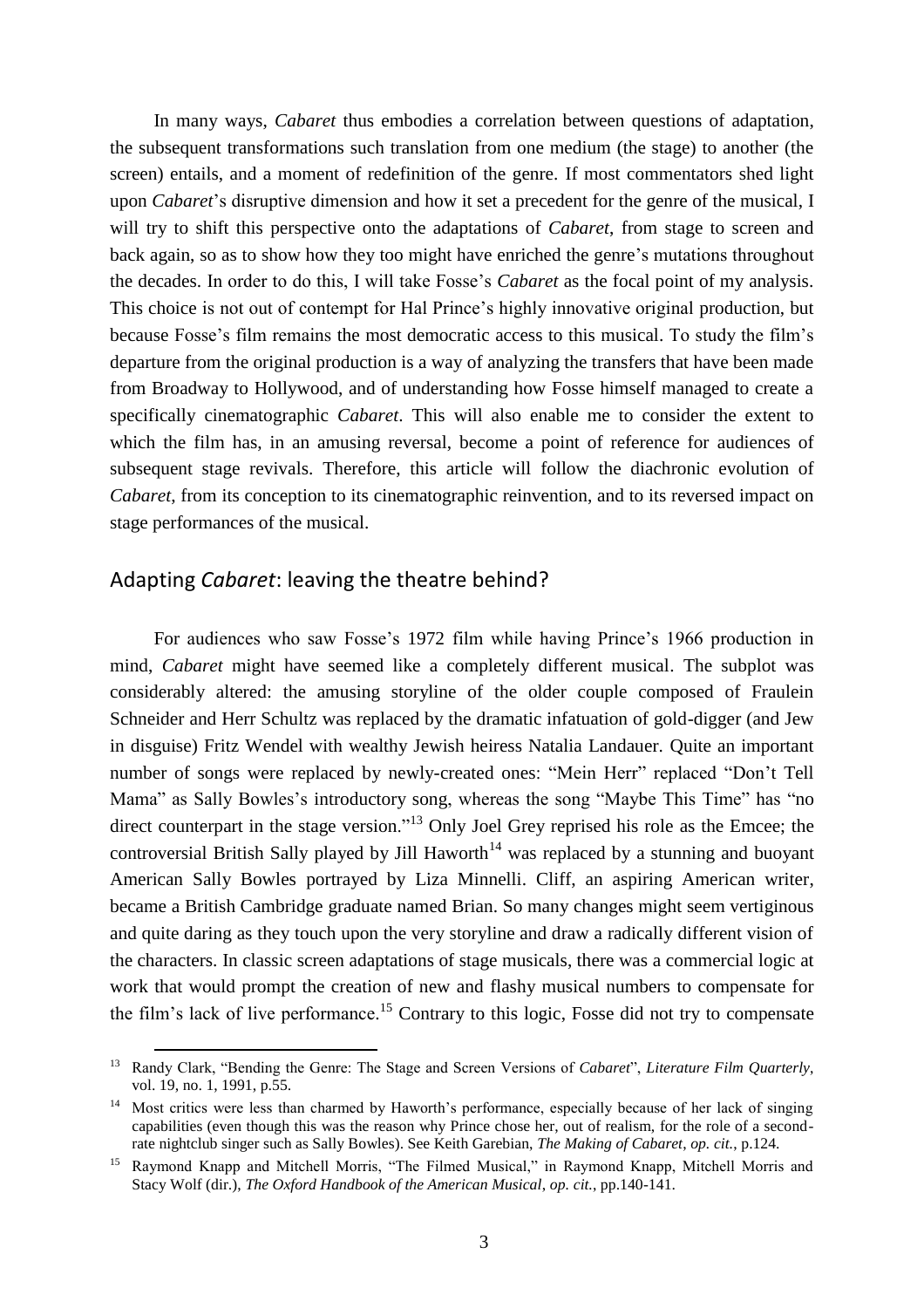In many ways, *Cabaret* thus embodies a correlation between questions of adaptation, the subsequent transformations such translation from one medium (the stage) to another (the screen) entails, and a moment of redefinition of the genre. If most commentators shed light upon *Cabaret*'s disruptive dimension and how it set a precedent for the genre of the musical, I will try to shift this perspective onto the adaptations of *Cabaret*, from stage to screen and back again, so as to show how they too might have enriched the genre's mutations throughout the decades. In order to do this, I will take Fosse's *Cabaret* as the focal point of my analysis. This choice is not out of contempt for Hal Prince's highly innovative original production, but because Fosse's film remains the most democratic access to this musical. To study the film's departure from the original production is a way of analyzing the transfers that have been made from Broadway to Hollywood, and of understanding how Fosse himself managed to create a specifically cinematographic *Cabaret*. This will also enable me to consider the extent to which the film has, in an amusing reversal, become a point of reference for audiences of subsequent stage revivals. Therefore, this article will follow the diachronic evolution of *Cabaret*, from its conception to its cinematographic reinvention, and to its reversed impact on stage performances of the musical.

## Adapting *Cabaret*: leaving the theatre behind?

For audiences who saw Fosse's 1972 film while having Prince's 1966 production in mind, *Cabaret* might have seemed like a completely different musical. The subplot was considerably altered: the amusing storyline of the older couple composed of Fraulein Schneider and Herr Schultz was replaced by the dramatic infatuation of gold-digger (and Jew in disguise) Fritz Wendel with wealthy Jewish heiress Natalia Landauer. Quite an important number of songs were replaced by newly-created ones: "Mein Herr" replaced "Don't Tell Mama" as Sally Bowles's introductory song, whereas the song "Maybe This Time" has "no direct counterpart in the stage version."[13] Only Joel Grey reprised his role as the Emcee; the controversial British Sally played by Jill Haworth[14] was replaced by a stunning and buoyant American Sally Bowles portrayed by Liza Minnelli. Cliff, an aspiring American writer, became a British Cambridge graduate named Brian. So many changes might seem vertiginous and quite daring as they touch upon the very storyline and draw a radically different vision of the characters. In classic screen adaptations of stage musicals, there was a commercial logic at work that would prompt the creation of new and flashy musical numbers to compensate for the film's lack of live performance.[15] Contrary to this logic, Fosse did not try to compensate

---

[13] Randy Clark, "Bending the Genre: The Stage and Screen Versions of *Cabaret*", *Literature Film Quarterly*, vol. 19, no. 1, 1991, p.55.

[14] Most critics were less than charmed by Haworth's performance, especially because of her lack of singing capabilities (even though this was the reason why Prince chose her, out of realism, for the role of a second-rate nightclub singer such as Sally Bowles). See Keith Garebian, *The Making of Cabaret*, *op. cit.*, p.124.

[15] Raymond Knapp and Mitchell Morris, "The Filmed Musical," in Raymond Knapp, Mitchell Morris and Stacy Wolf (dir.), *The Oxford Handbook of the American Musical*, *op. cit.*, pp.140-141.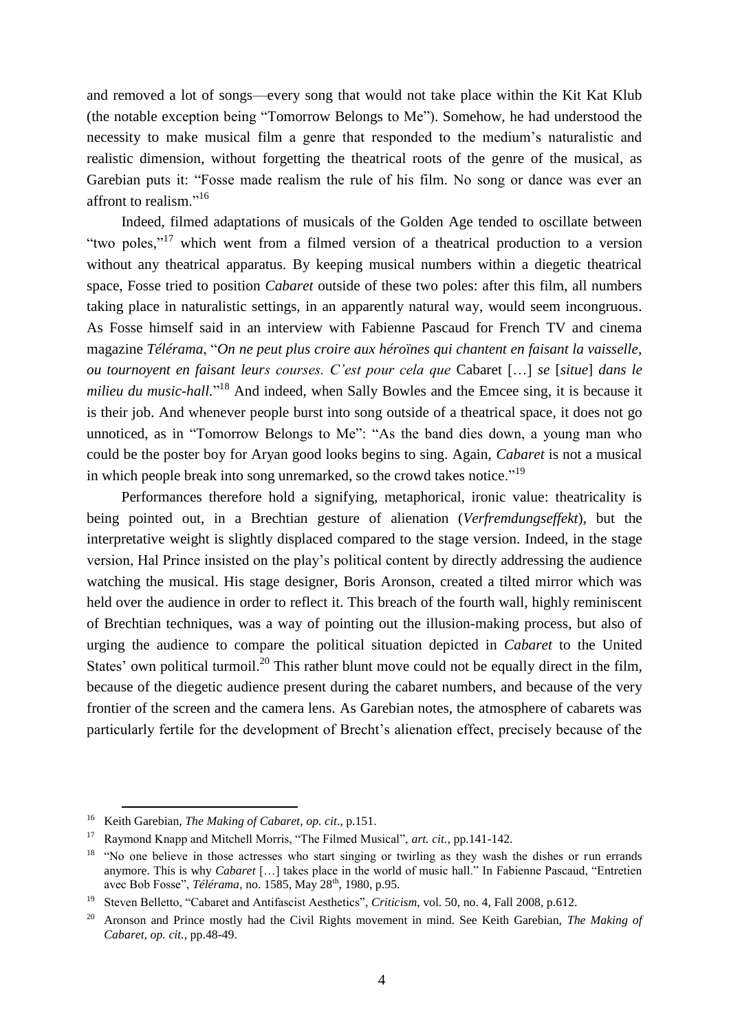and removed a lot of songs—every song that would not take place within the Kit Kat Klub (the notable exception being "Tomorrow Belongs to Me"). Somehow, he had understood the necessity to make musical film a genre that responded to the medium's naturalistic and realistic dimension, without forgetting the theatrical roots of the genre of the musical, as Garebian puts it: "Fosse made realism the rule of his film. No song or dance was ever an affront to realism."[16]

Indeed, filmed adaptations of musicals of the Golden Age tended to oscillate between "two poles,"[17] which went from a filmed version of a theatrical production to a version without any theatrical apparatus. By keeping musical numbers within a diegetic theatrical space, Fosse tried to position *Cabaret* outside of these two poles: after this film, all numbers taking place in naturalistic settings, in an apparently natural way, would seem incongruous. As Fosse himself said in an interview with Fabienne Pascaud for French TV and cinema magazine *Télérama*, "*On ne peut plus croire aux héroïnes qui chantent en faisant la vaisselle, ou tournoyent en faisant leurs courses. C'est pour cela que* Cabaret […] *se* [*situe*] *dans le milieu du music-hall.*"[18] And indeed, when Sally Bowles and the Emcee sing, it is because it is their job. And whenever people burst into song outside of a theatrical space, it does not go unnoticed, as in "Tomorrow Belongs to Me": "As the band dies down, a young man who could be the poster boy for Aryan good looks begins to sing. Again, *Cabaret* is not a musical in which people break into song unremarked, so the crowd takes notice."[19]

Performances therefore hold a signifying, metaphorical, ironic value: theatricality is being pointed out, in a Brechtian gesture of alienation (*Verfremdungseffekt*), but the interpretative weight is slightly displaced compared to the stage version. Indeed, in the stage version, Hal Prince insisted on the play's political content by directly addressing the audience watching the musical. His stage designer, Boris Aronson, created a tilted mirror which was held over the audience in order to reflect it. This breach of the fourth wall, highly reminiscent of Brechtian techniques, was a way of pointing out the illusion-making process, but also of urging the audience to compare the political situation depicted in *Cabaret* to the United States' own political turmoil.[20] This rather blunt move could not be equally direct in the film, because of the diegetic audience present during the cabaret numbers, and because of the very frontier of the screen and the camera lens. As Garebian notes, the atmosphere of cabarets was particularly fertile for the development of Brecht's alienation effect, precisely because of the

---

[16] Keith Garebian, *The Making of Cabaret*, *op. cit.*, p.151.

[17] Raymond Knapp and Mitchell Morris, "The Filmed Musical", *art. cit.*, pp.141-142.

[18] "No one believe in those actresses who start singing or twirling as they wash the dishes or run errands anymore. This is why *Cabaret* […] takes place in the world of music hall." In Fabienne Pascaud, "Entretien avec Bob Fosse", *Télérama*, no. 1585, May 28th, 1980, p.95.

[19] Steven Belletto, "Cabaret and Antifascist Aesthetics", *Criticism*, vol. 50, no. 4, Fall 2008, p.612.

[20] Aronson and Prince mostly had the Civil Rights movement in mind. See Keith Garebian, *The Making of Cabaret*, *op. cit.*, pp.48-49.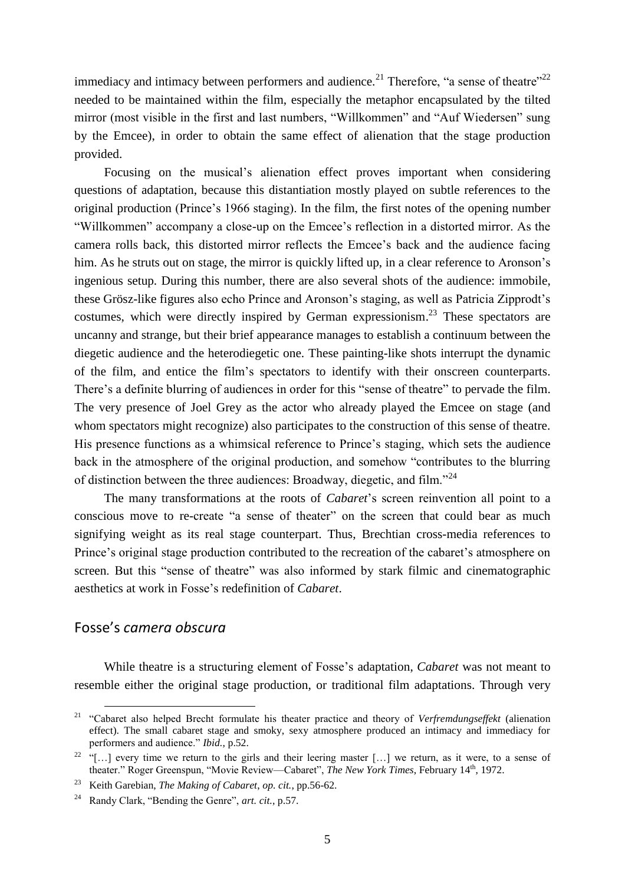immediacy and intimacy between performers and audience.[21] Therefore, "a sense of theatre"[22] needed to be maintained within the film, especially the metaphor encapsulated by the tilted mirror (most visible in the first and last numbers, "Willkommen" and "Auf Wiedersen" sung by the Emcee), in order to obtain the same effect of alienation that the stage production provided.

Focusing on the musical's alienation effect proves important when considering questions of adaptation, because this distantiation mostly played on subtle references to the original production (Prince's 1966 staging). In the film, the first notes of the opening number "Willkommen" accompany a close-up on the Emcee's reflection in a distorted mirror. As the camera rolls back, this distorted mirror reflects the Emcee's back and the audience facing him. As he struts out on stage, the mirror is quickly lifted up, in a clear reference to Aronson's ingenious setup. During this number, there are also several shots of the audience: immobile, these Grösz-like figures also echo Prince and Aronson's staging, as well as Patricia Zipprodt's costumes, which were directly inspired by German expressionism.[23] These spectators are uncanny and strange, but their brief appearance manages to establish a continuum between the diegetic audience and the heterodiegetic one. These painting-like shots interrupt the dynamic of the film, and entice the film's spectators to identify with their onscreen counterparts. There's a definite blurring of audiences in order for this "sense of theatre" to pervade the film. The very presence of Joel Grey as the actor who already played the Emcee on stage (and whom spectators might recognize) also participates to the construction of this sense of theatre. His presence functions as a whimsical reference to Prince's staging, which sets the audience back in the atmosphere of the original production, and somehow "contributes to the blurring of distinction between the three audiences: Broadway, diegetic, and film."[24]

The many transformations at the roots of *Cabaret*'s screen reinvention all point to a conscious move to re-create "a sense of theater" on the screen that could bear as much signifying weight as its real stage counterpart. Thus, Brechtian cross-media references to Prince's original stage production contributed to the recreation of the cabaret's atmosphere on screen. But this "sense of theatre" was also informed by stark filmic and cinematographic aesthetics at work in Fosse's redefinition of *Cabaret*.

## Fosse's *camera obscura*

While theatre is a structuring element of Fosse's adaptation, *Cabaret* was not meant to resemble either the original stage production, or traditional film adaptations. Through very

---

[21] "Cabaret also helped Brecht formulate his theater practice and theory of *Verfremdungseffekt* (alienation effect). The small cabaret stage and smoky, sexy atmosphere produced an intimacy and immediacy for performers and audience." *Ibid.*, p.52.

[22] "[…] every time we return to the girls and their leering master […] we return, as it were, to a sense of theater." Roger Greenspun, "Movie Review—Cabaret", *The New York Times*, February 14th, 1972.

[23] Keith Garebian, *The Making of Cabaret*, *op. cit.*, pp.56-62.

[24] Randy Clark, "Bending the Genre", *art. cit.*, p.57.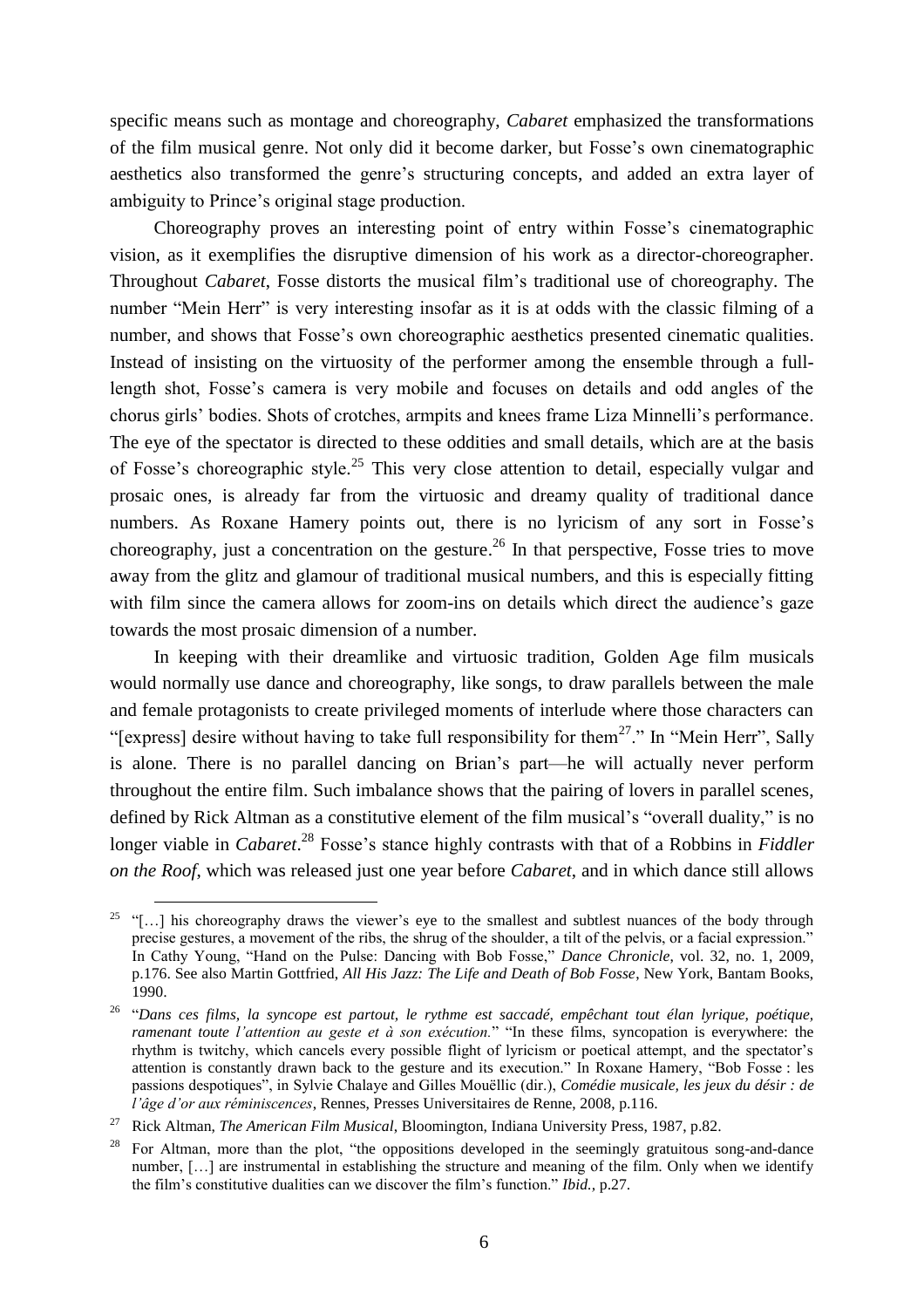specific means such as montage and choreography, *Cabaret* emphasized the transformations of the film musical genre. Not only did it become darker, but Fosse's own cinematographic aesthetics also transformed the genre's structuring concepts, and added an extra layer of ambiguity to Prince's original stage production.

Choreography proves an interesting point of entry within Fosse's cinematographic vision, as it exemplifies the disruptive dimension of his work as a director-choreographer. Throughout *Cabaret*, Fosse distorts the musical film's traditional use of choreography. The number "Mein Herr" is very interesting insofar as it is at odds with the classic filming of a number, and shows that Fosse's own choreographic aesthetics presented cinematic qualities. Instead of insisting on the virtuosity of the performer among the ensemble through a full-length shot, Fosse's camera is very mobile and focuses on details and odd angles of the chorus girls' bodies. Shots of crotches, armpits and knees frame Liza Minnelli's performance. The eye of the spectator is directed to these oddities and small details, which are at the basis of Fosse's choreographic style.[25] This very close attention to detail, especially vulgar and prosaic ones, is already far from the virtuosic and dreamy quality of traditional dance numbers. As Roxane Hamery points out, there is no lyricism of any sort in Fosse's choreography, just a concentration on the gesture.[26] In that perspective, Fosse tries to move away from the glitz and glamour of traditional musical numbers, and this is especially fitting with film since the camera allows for zoom-ins on details which direct the audience's gaze towards the most prosaic dimension of a number.

In keeping with their dreamlike and virtuosic tradition, Golden Age film musicals would normally use dance and choreography, like songs, to draw parallels between the male and female protagonists to create privileged moments of interlude where those characters can "[express] desire without having to take full responsibility for them[27]." In "Mein Herr", Sally is alone. There is no parallel dancing on Brian's part—he will actually never perform throughout the entire film. Such imbalance shows that the pairing of lovers in parallel scenes, defined by Rick Altman as a constitutive element of the film musical's "overall duality," is no longer viable in *Cabaret*.[28] Fosse's stance highly contrasts with that of a Robbins in *Fiddler on the Roof*, which was released just one year before *Cabaret*, and in which dance still allows

---

[25] "[…] his choreography draws the viewer's eye to the smallest and subtlest nuances of the body through precise gestures, a movement of the ribs, the shrug of the shoulder, a tilt of the pelvis, or a facial expression." In Cathy Young, "Hand on the Pulse: Dancing with Bob Fosse," *Dance Chronicle*, vol. 32, no. 1, 2009, p.176. See also Martin Gottfried, *All His Jazz: The Life and Death of Bob Fosse*, New York, Bantam Books, 1990.

[26] "*Dans ces films, la syncope est partout, le rythme est saccadé, empêchant tout élan lyrique, poétique, ramenant toute l'attention au geste et à son exécution.*" "In these films, syncopation is everywhere: the rhythm is twitchy, which cancels every possible flight of lyricism or poetical attempt, and the spectator's attention is constantly drawn back to the gesture and its execution." In Roxane Hamery, "Bob Fosse : les passions despotiques", in Sylvie Chalaye and Gilles Mouëllic (dir.), *Comédie musicale, les jeux du désir : de l'âge d'or aux réminiscences*, Rennes, Presses Universitaires de Renne, 2008, p.116.

[27] Rick Altman, *The American Film Musical*, Bloomington, Indiana University Press, 1987, p.82.

[28] For Altman, more than the plot, "the oppositions developed in the seemingly gratuitous song-and-dance number, […] are instrumental in establishing the structure and meaning of the film. Only when we identify the film's constitutive dualities can we discover the film's function." *Ibid.*, p.27.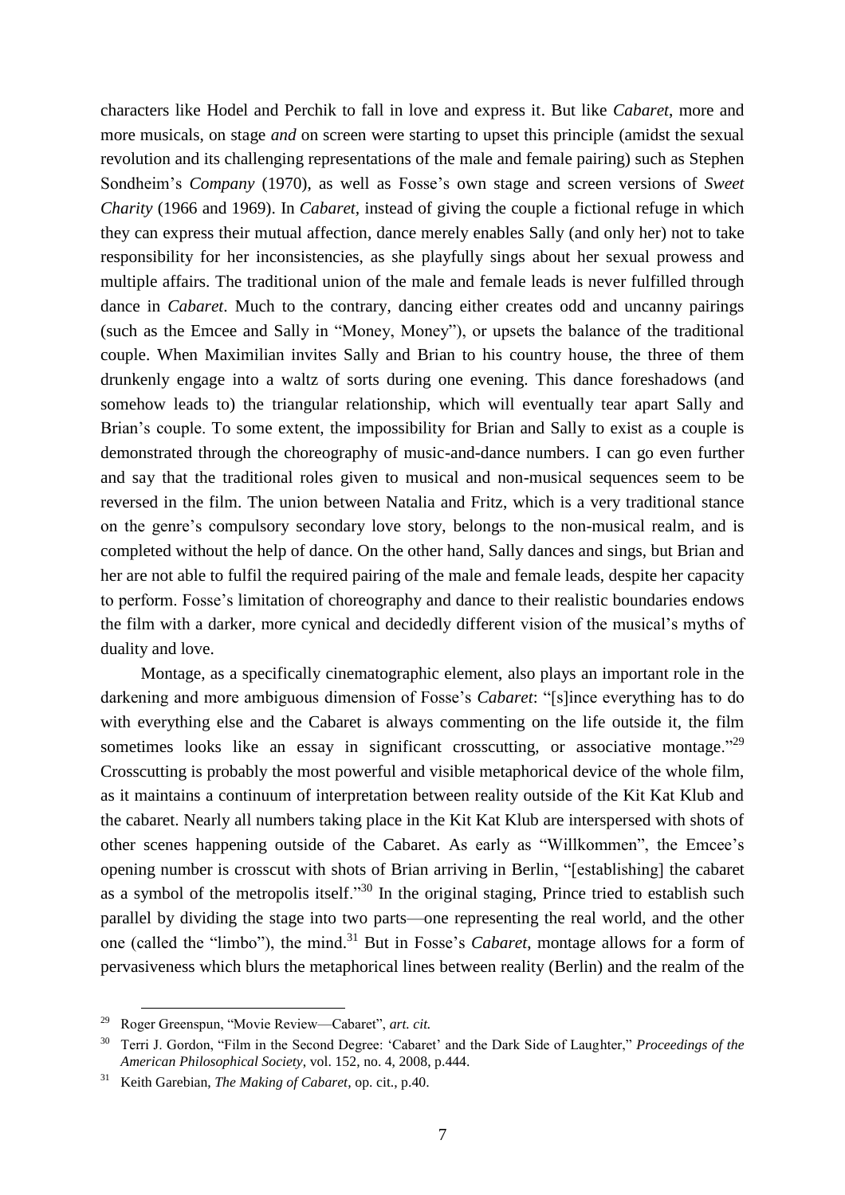characters like Hodel and Perchik to fall in love and express it. But like *Cabaret*, more and more musicals, on stage *and* on screen were starting to upset this principle (amidst the sexual revolution and its challenging representations of the male and female pairing) such as Stephen Sondheim's *Company* (1970), as well as Fosse's own stage and screen versions of *Sweet Charity* (1966 and 1969). In *Cabaret*, instead of giving the couple a fictional refuge in which they can express their mutual affection, dance merely enables Sally (and only her) not to take responsibility for her inconsistencies, as she playfully sings about her sexual prowess and multiple affairs. The traditional union of the male and female leads is never fulfilled through dance in *Cabaret*. Much to the contrary, dancing either creates odd and uncanny pairings (such as the Emcee and Sally in "Money, Money"), or upsets the balance of the traditional couple. When Maximilian invites Sally and Brian to his country house, the three of them drunkenly engage into a waltz of sorts during one evening. This dance foreshadows (and somehow leads to) the triangular relationship, which will eventually tear apart Sally and Brian's couple. To some extent, the impossibility for Brian and Sally to exist as a couple is demonstrated through the choreography of music-and-dance numbers. I can go even further and say that the traditional roles given to musical and non-musical sequences seem to be reversed in the film. The union between Natalia and Fritz, which is a very traditional stance on the genre's compulsory secondary love story, belongs to the non-musical realm, and is completed without the help of dance. On the other hand, Sally dances and sings, but Brian and her are not able to fulfil the required pairing of the male and female leads, despite her capacity to perform. Fosse's limitation of choreography and dance to their realistic boundaries endows the film with a darker, more cynical and decidedly different vision of the musical's myths of duality and love.

Montage, as a specifically cinematographic element, also plays an important role in the darkening and more ambiguous dimension of Fosse's *Cabaret*: "[s]ince everything has to do with everything else and the Cabaret is always commenting on the life outside it, the film sometimes looks like an essay in significant crosscutting, or associative montage."[29] Crosscutting is probably the most powerful and visible metaphorical device of the whole film, as it maintains a continuum of interpretation between reality outside of the Kit Kat Klub and the cabaret. Nearly all numbers taking place in the Kit Kat Klub are interspersed with shots of other scenes happening outside of the Cabaret. As early as "Willkommen", the Emcee's opening number is crosscut with shots of Brian arriving in Berlin, "[establishing] the cabaret as a symbol of the metropolis itself."[30] In the original staging, Prince tried to establish such parallel by dividing the stage into two parts—one representing the real world, and the other one (called the "limbo"), the mind.[31] But in Fosse's *Cabaret*, montage allows for a form of pervasiveness which blurs the metaphorical lines between reality (Berlin) and the realm of the

---

[29] Roger Greenspun, "Movie Review—Cabaret", *art. cit.*

[30] Terri J. Gordon, "Film in the Second Degree: 'Cabaret' and the Dark Side of Laughter," *Proceedings of the American Philosophical Society*, vol. 152, no. 4, 2008, p.444.

[31] Keith Garebian, *The Making of Cabaret*, op. cit., p.40.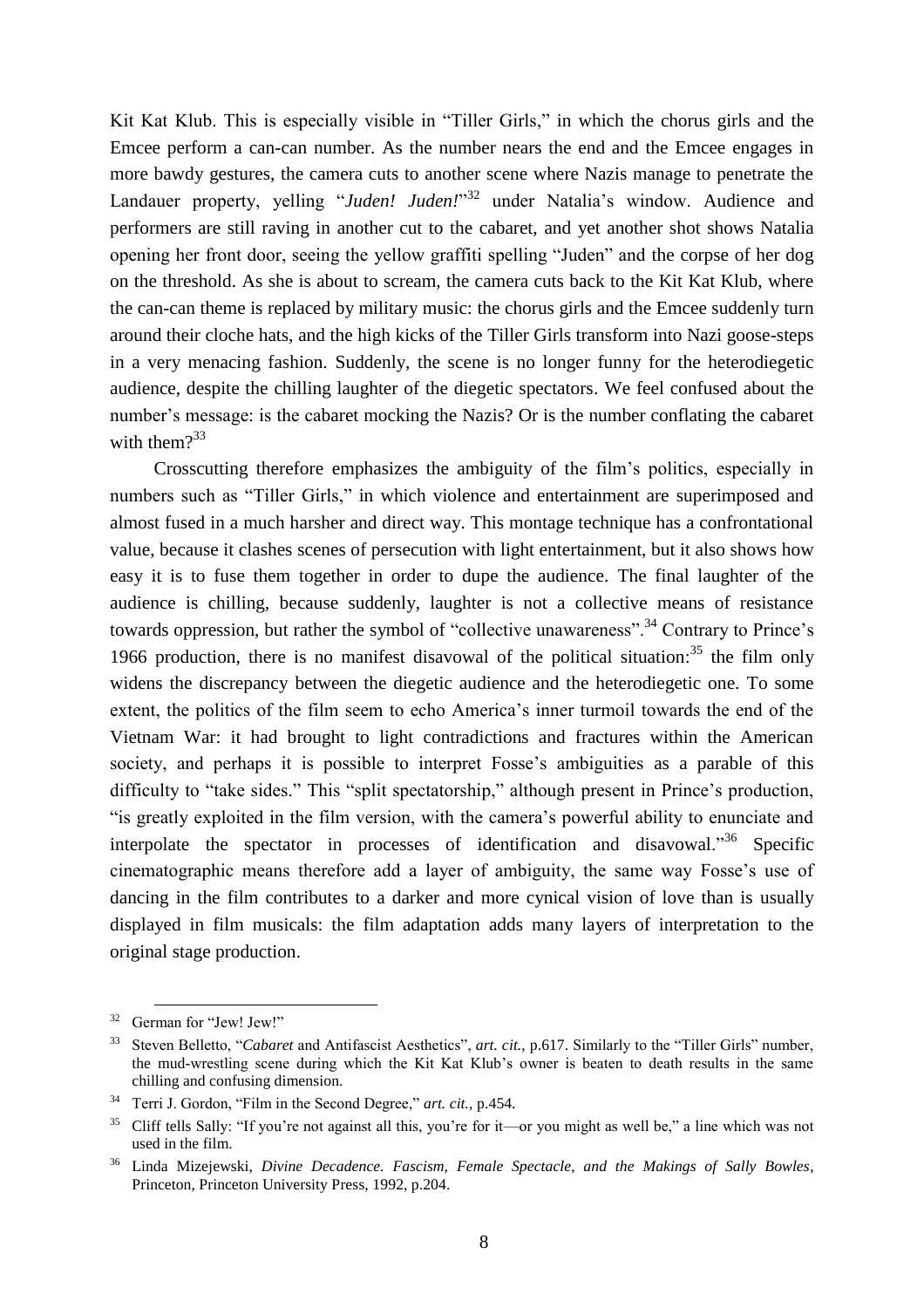Kit Kat Klub. This is especially visible in "Tiller Girls," in which the chorus girls and the Emcee perform a can-can number. As the number nears the end and the Emcee engages in more bawdy gestures, the camera cuts to another scene where Nazis manage to penetrate the Landauer property, yelling "*Juden! Juden!*"[32] under Natalia's window. Audience and performers are still raving in another cut to the cabaret, and yet another shot shows Natalia opening her front door, seeing the yellow graffiti spelling "Juden" and the corpse of her dog on the threshold. As she is about to scream, the camera cuts back to the Kit Kat Klub, where the can-can theme is replaced by military music: the chorus girls and the Emcee suddenly turn around their cloche hats, and the high kicks of the Tiller Girls transform into Nazi goose-steps in a very menacing fashion. Suddenly, the scene is no longer funny for the heterodiegetic audience, despite the chilling laughter of the diegetic spectators. We feel confused about the number's message: is the cabaret mocking the Nazis? Or is the number conflating the cabaret with them?[33]

Crosscutting therefore emphasizes the ambiguity of the film's politics, especially in numbers such as "Tiller Girls," in which violence and entertainment are superimposed and almost fused in a much harsher and direct way. This montage technique has a confrontational value, because it clashes scenes of persecution with light entertainment, but it also shows how easy it is to fuse them together in order to dupe the audience. The final laughter of the audience is chilling, because suddenly, laughter is not a collective means of resistance towards oppression, but rather the symbol of "collective unawareness".[34] Contrary to Prince's 1966 production, there is no manifest disavowal of the political situation:[35] the film only widens the discrepancy between the diegetic audience and the heterodiegetic one. To some extent, the politics of the film seem to echo America's inner turmoil towards the end of the Vietnam War: it had brought to light contradictions and fractures within the American society, and perhaps it is possible to interpret Fosse's ambiguities as a parable of this difficulty to "take sides." This "split spectatorship," although present in Prince's production, "is greatly exploited in the film version, with the camera's powerful ability to enunciate and interpolate the spectator in processes of identification and disavowal."[36] Specific cinematographic means therefore add a layer of ambiguity, the same way Fosse's use of dancing in the film contributes to a darker and more cynical vision of love than is usually displayed in film musicals: the film adaptation adds many layers of interpretation to the original stage production.

---

[32] German for "Jew! Jew!"

[33] Steven Belletto, "*Cabaret* and Antifascist Aesthetics", *art. cit.*, p.617. Similarly to the "Tiller Girls" number, the mud-wrestling scene during which the Kit Kat Klub's owner is beaten to death results in the same chilling and confusing dimension.

[34] Terri J. Gordon, "Film in the Second Degree," *art. cit.*, p.454.

[35] Cliff tells Sally: "If you're not against all this, you're for it—or you might as well be," a line which was not used in the film.

[36] Linda Mizejewski, *Divine Decadence. Fascism, Female Spectacle, and the Makings of Sally Bowles*, Princeton, Princeton University Press, 1992, p.204.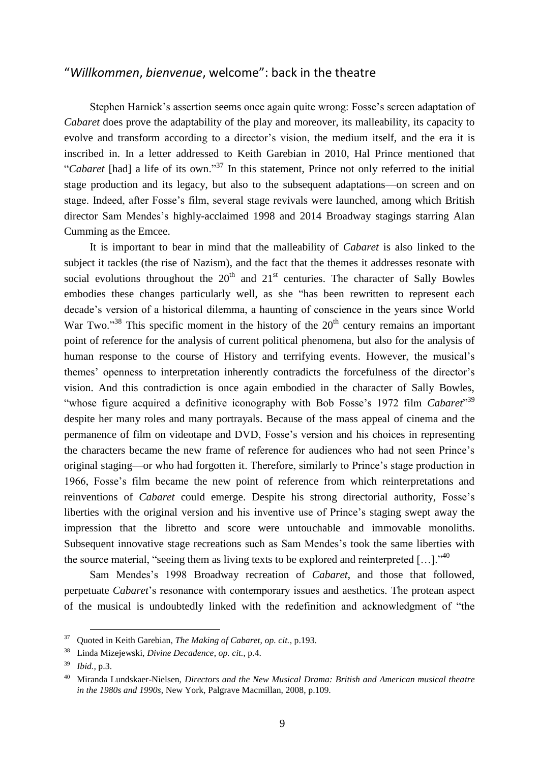## "*Willkommen*, *bienvenue*, welcome": back in the theatre

Stephen Harnick's assertion seems once again quite wrong: Fosse's screen adaptation of *Cabaret* does prove the adaptability of the play and moreover, its malleability, its capacity to evolve and transform according to a director's vision, the medium itself, and the era it is inscribed in. In a letter addressed to Keith Garebian in 2010, Hal Prince mentioned that "*Cabaret* [had] a life of its own."[37] In this statement, Prince not only referred to the initial stage production and its legacy, but also to the subsequent adaptations—on screen and on stage. Indeed, after Fosse's film, several stage revivals were launched, among which British director Sam Mendes's highly-acclaimed 1998 and 2014 Broadway stagings starring Alan Cumming as the Emcee.

It is important to bear in mind that the malleability of *Cabaret* is also linked to the subject it tackles (the rise of Nazism), and the fact that the themes it addresses resonate with social evolutions throughout the 20th and 21st centuries. The character of Sally Bowles embodies these changes particularly well, as she "has been rewritten to represent each decade's version of a historical dilemma, a haunting of conscience in the years since World War Two."[38] This specific moment in the history of the 20th century remains an important point of reference for the analysis of current political phenomena, but also for the analysis of human response to the course of History and terrifying events. However, the musical's themes' openness to interpretation inherently contradicts the forcefulness of the director's vision. And this contradiction is once again embodied in the character of Sally Bowles, "whose figure acquired a definitive iconography with Bob Fosse's 1972 film *Cabaret*"[39] despite her many roles and many portrayals. Because of the mass appeal of cinema and the permanence of film on videotape and DVD, Fosse's version and his choices in representing the characters became the new frame of reference for audiences who had not seen Prince's original staging—or who had forgotten it. Therefore, similarly to Prince's stage production in 1966, Fosse's film became the new point of reference from which reinterpretations and reinventions of *Cabaret* could emerge. Despite his strong directorial authority, Fosse's liberties with the original version and his inventive use of Prince's staging swept away the impression that the libretto and score were untouchable and immovable monoliths. Subsequent innovative stage recreations such as Sam Mendes's took the same liberties with the source material, "seeing them as living texts to be explored and reinterpreted […]."[40]

Sam Mendes's 1998 Broadway recreation of *Cabaret*, and those that followed, perpetuate *Cabaret*'s resonance with contemporary issues and aesthetics. The protean aspect of the musical is undoubtedly linked with the redefinition and acknowledgment of "the

---

[37] Quoted in Keith Garebian, *The Making of Cabaret*, *op. cit.*, p.193.

[38] Linda Mizejewski, *Divine Decadence*, *op. cit.*, p.4.

[39] *Ibid.*, p.3.

[40] Miranda Lundskaer-Nielsen, *Directors and the New Musical Drama: British and American musical theatre in the 1980s and 1990s*, New York, Palgrave Macmillan, 2008, p.109.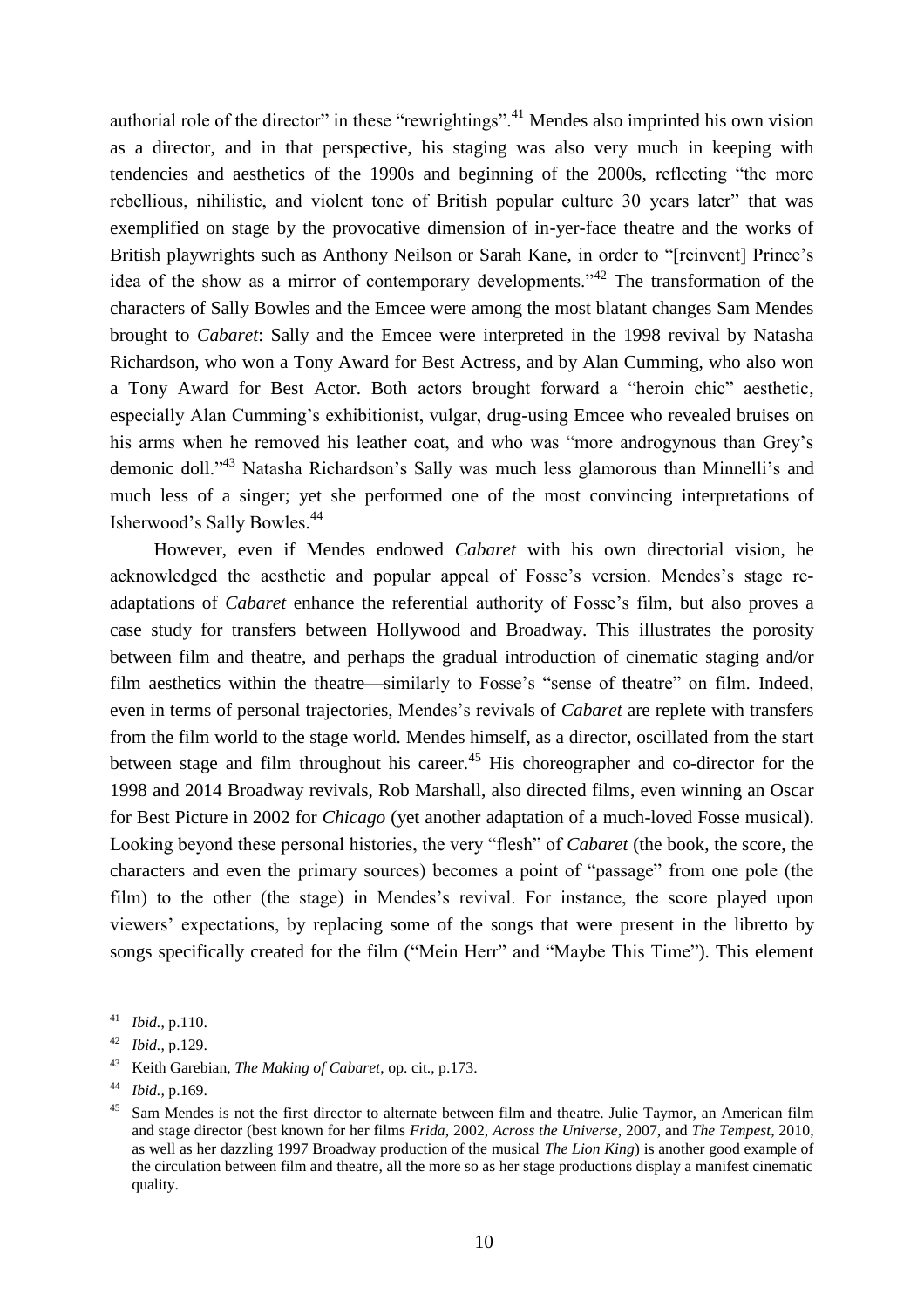authorial role of the director" in these "rewrightings".[41] Mendes also imprinted his own vision as a director, and in that perspective, his staging was also very much in keeping with tendencies and aesthetics of the 1990s and beginning of the 2000s, reflecting "the more rebellious, nihilistic, and violent tone of British popular culture 30 years later" that was exemplified on stage by the provocative dimension of in-yer-face theatre and the works of British playwrights such as Anthony Neilson or Sarah Kane, in order to "[reinvent] Prince's idea of the show as a mirror of contemporary developments."[42] The transformation of the characters of Sally Bowles and the Emcee were among the most blatant changes Sam Mendes brought to *Cabaret*: Sally and the Emcee were interpreted in the 1998 revival by Natasha Richardson, who won a Tony Award for Best Actress, and by Alan Cumming, who also won a Tony Award for Best Actor. Both actors brought forward a "heroin chic" aesthetic, especially Alan Cumming's exhibitionist, vulgar, drug-using Emcee who revealed bruises on his arms when he removed his leather coat, and who was "more androgynous than Grey's demonic doll."[43] Natasha Richardson's Sally was much less glamorous than Minnelli's and much less of a singer; yet she performed one of the most convincing interpretations of Isherwood's Sally Bowles.[44]

However, even if Mendes endowed *Cabaret* with his own directorial vision, he acknowledged the aesthetic and popular appeal of Fosse's version. Mendes's stage re-adaptations of *Cabaret* enhance the referential authority of Fosse's film, but also proves a case study for transfers between Hollywood and Broadway. This illustrates the porosity between film and theatre, and perhaps the gradual introduction of cinematic staging and/or film aesthetics within the theatre—similarly to Fosse's "sense of theatre" on film. Indeed, even in terms of personal trajectories, Mendes's revivals of *Cabaret* are replete with transfers from the film world to the stage world. Mendes himself, as a director, oscillated from the start between stage and film throughout his career.[45] His choreographer and co-director for the 1998 and 2014 Broadway revivals, Rob Marshall, also directed films, even winning an Oscar for Best Picture in 2002 for *Chicago* (yet another adaptation of a much-loved Fosse musical). Looking beyond these personal histories, the very "flesh" of *Cabaret* (the book, the score, the characters and even the primary sources) becomes a point of "passage" from one pole (the film) to the other (the stage) in Mendes's revival. For instance, the score played upon viewers' expectations, by replacing some of the songs that were present in the libretto by songs specifically created for the film ("Mein Herr" and "Maybe This Time"). This element

---

[41] *Ibid.*, p.110.

[42] *Ibid.*, p.129.

[43] Keith Garebian, *The Making of Cabaret*, op. cit., p.173.

[44] *Ibid.*, p.169.

[45] Sam Mendes is not the first director to alternate between film and theatre. Julie Taymor, an American film and stage director (best known for her films *Frida*, 2002, *Across the Universe*, 2007, and *The Tempest*, 2010, as well as her dazzling 1997 Broadway production of the musical *The Lion King*) is another good example of the circulation between film and theatre, all the more so as her stage productions display a manifest cinematic quality.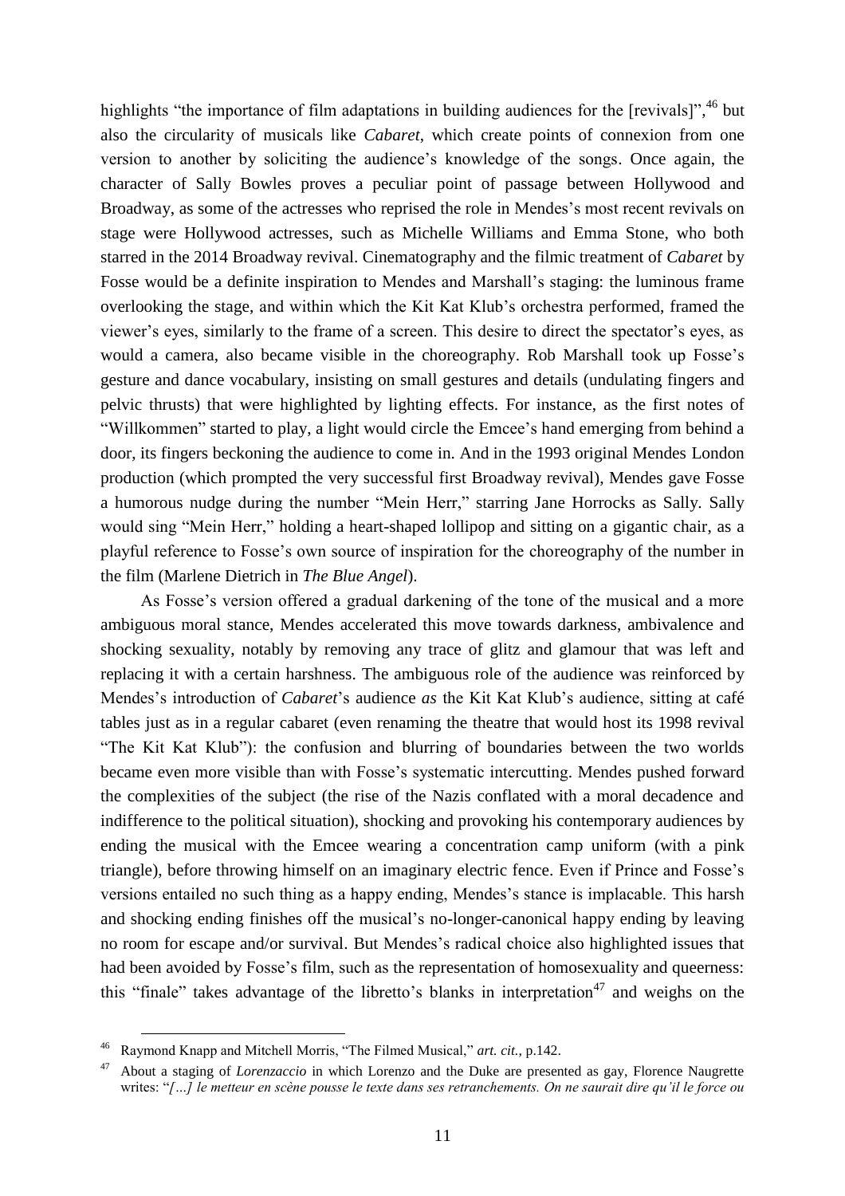highlights "the importance of film adaptations in building audiences for the [revivals]",[46] but also the circularity of musicals like *Cabaret*, which create points of connexion from one version to another by soliciting the audience's knowledge of the songs. Once again, the character of Sally Bowles proves a peculiar point of passage between Hollywood and Broadway, as some of the actresses who reprised the role in Mendes's most recent revivals on stage were Hollywood actresses, such as Michelle Williams and Emma Stone, who both starred in the 2014 Broadway revival. Cinematography and the filmic treatment of *Cabaret* by Fosse would be a definite inspiration to Mendes and Marshall's staging: the luminous frame overlooking the stage, and within which the Kit Kat Klub's orchestra performed, framed the viewer's eyes, similarly to the frame of a screen. This desire to direct the spectator's eyes, as would a camera, also became visible in the choreography. Rob Marshall took up Fosse's gesture and dance vocabulary, insisting on small gestures and details (undulating fingers and pelvic thrusts) that were highlighted by lighting effects. For instance, as the first notes of "Willkommen" started to play, a light would circle the Emcee's hand emerging from behind a door, its fingers beckoning the audience to come in. And in the 1993 original Mendes London production (which prompted the very successful first Broadway revival), Mendes gave Fosse a humorous nudge during the number "Mein Herr," starring Jane Horrocks as Sally. Sally would sing "Mein Herr," holding a heart-shaped lollipop and sitting on a gigantic chair, as a playful reference to Fosse's own source of inspiration for the choreography of the number in the film (Marlene Dietrich in *The Blue Angel*).

As Fosse's version offered a gradual darkening of the tone of the musical and a more ambiguous moral stance, Mendes accelerated this move towards darkness, ambivalence and shocking sexuality, notably by removing any trace of glitz and glamour that was left and replacing it with a certain harshness. The ambiguous role of the audience was reinforced by Mendes's introduction of *Cabaret*'s audience *as* the Kit Kat Klub's audience, sitting at café tables just as in a regular cabaret (even renaming the theatre that would host its 1998 revival "The Kit Kat Klub"): the confusion and blurring of boundaries between the two worlds became even more visible than with Fosse's systematic intercutting. Mendes pushed forward the complexities of the subject (the rise of the Nazis conflated with a moral decadence and indifference to the political situation), shocking and provoking his contemporary audiences by ending the musical with the Emcee wearing a concentration camp uniform (with a pink triangle), before throwing himself on an imaginary electric fence. Even if Prince and Fosse's versions entailed no such thing as a happy ending, Mendes's stance is implacable. This harsh and shocking ending finishes off the musical's no-longer-canonical happy ending by leaving no room for escape and/or survival. But Mendes's radical choice also highlighted issues that had been avoided by Fosse's film, such as the representation of homosexuality and queerness: this "finale" takes advantage of the libretto's blanks in interpretation[47] and weighs on the

---

[46] Raymond Knapp and Mitchell Morris, "The Filmed Musical," *art. cit.*, p.142.

[47] About a staging of *Lorenzaccio* in which Lorenzo and the Duke are presented as gay, Florence Naugrette writes: "*[…] le metteur en scène pousse le texte dans ses retranchements. On ne saurait dire qu'il le force ou*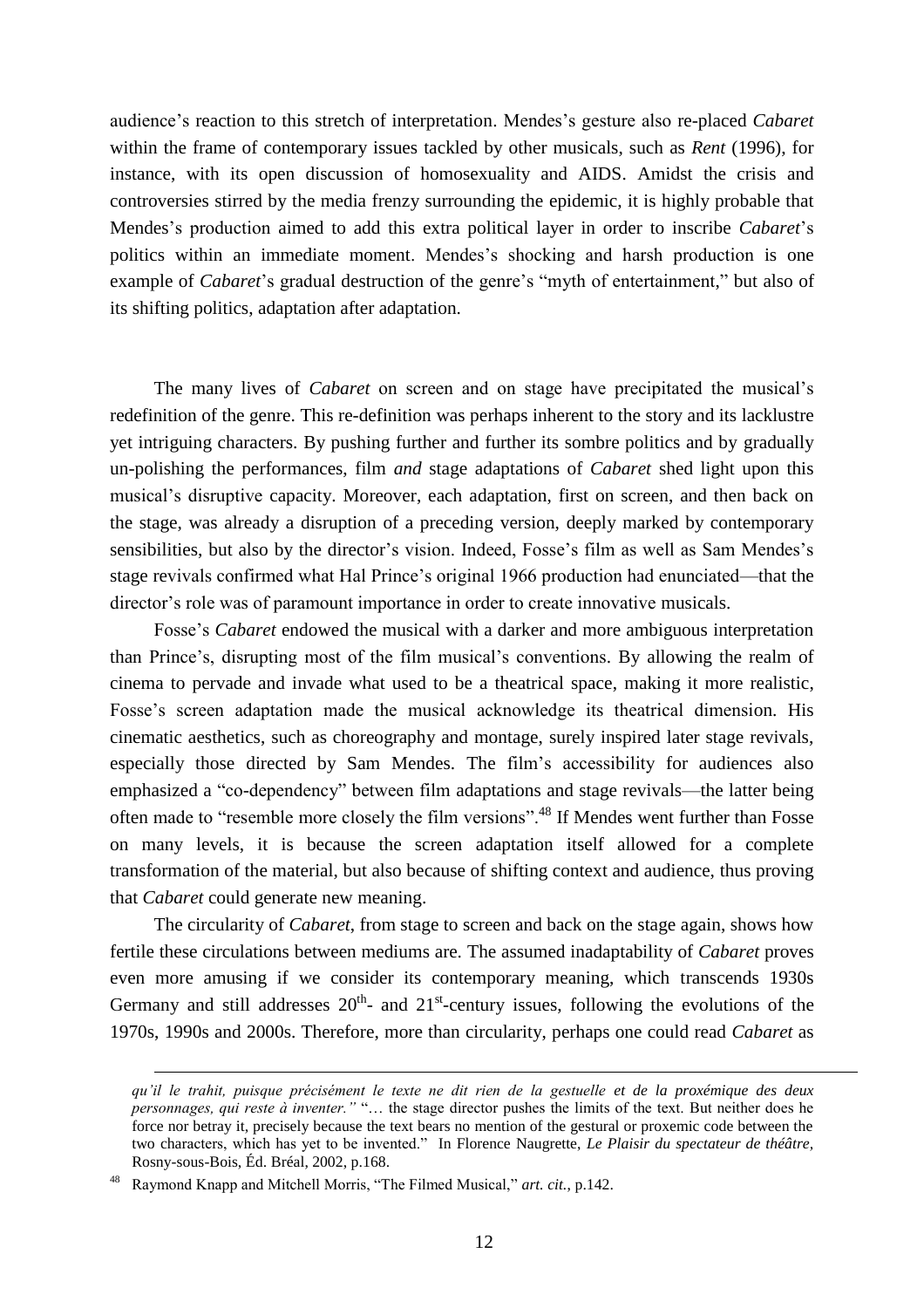audience's reaction to this stretch of interpretation. Mendes's gesture also re-placed *Cabaret* within the frame of contemporary issues tackled by other musicals, such as *Rent* (1996), for instance, with its open discussion of homosexuality and AIDS. Amidst the crisis and controversies stirred by the media frenzy surrounding the epidemic, it is highly probable that Mendes's production aimed to add this extra political layer in order to inscribe *Cabaret*'s politics within an immediate moment. Mendes's shocking and harsh production is one example of *Cabaret*'s gradual destruction of the genre's "myth of entertainment," but also of its shifting politics, adaptation after adaptation.

The many lives of *Cabaret* on screen and on stage have precipitated the musical's redefinition of the genre. This re-definition was perhaps inherent to the story and its lacklustre yet intriguing characters. By pushing further and further its sombre politics and by gradually un-polishing the performances, film *and* stage adaptations of *Cabaret* shed light upon this musical's disruptive capacity. Moreover, each adaptation, first on screen, and then back on the stage, was already a disruption of a preceding version, deeply marked by contemporary sensibilities, but also by the director's vision. Indeed, Fosse's film as well as Sam Mendes's stage revivals confirmed what Hal Prince's original 1966 production had enunciated—that the director's role was of paramount importance in order to create innovative musicals.

Fosse's *Cabaret* endowed the musical with a darker and more ambiguous interpretation than Prince's, disrupting most of the film musical's conventions. By allowing the realm of cinema to pervade and invade what used to be a theatrical space, making it more realistic, Fosse's screen adaptation made the musical acknowledge its theatrical dimension. His cinematic aesthetics, such as choreography and montage, surely inspired later stage revivals, especially those directed by Sam Mendes. The film's accessibility for audiences also emphasized a "co-dependency" between film adaptations and stage revivals—the latter being often made to "resemble more closely the film versions".[48] If Mendes went further than Fosse on many levels, it is because the screen adaptation itself allowed for a complete transformation of the material, but also because of shifting context and audience, thus proving that *Cabaret* could generate new meaning.

The circularity of *Cabaret*, from stage to screen and back on the stage again, shows how fertile these circulations between mediums are. The assumed inadaptability of *Cabaret* proves even more amusing if we consider its contemporary meaning, which transcends 1930s Germany and still addresses 20th- and 21st-century issues, following the evolutions of the 1970s, 1990s and 2000s. Therefore, more than circularity, perhaps one could read *Cabaret* as

---

*qu'il le trahit, puisque précisément le texte ne dit rien de la gestuelle et de la proxémique des deux personnages, qui reste à inventer."* "… the stage director pushes the limits of the text. But neither does he force nor betray it, precisely because the text bears no mention of the gestural or proxemic code between the two characters, which has yet to be invented." In Florence Naugrette, *Le Plaisir du spectateur de théâtre*, Rosny-sous-Bois, Éd. Bréal, 2002, p.168.

[48] Raymond Knapp and Mitchell Morris, "The Filmed Musical," *art. cit.*, p.142.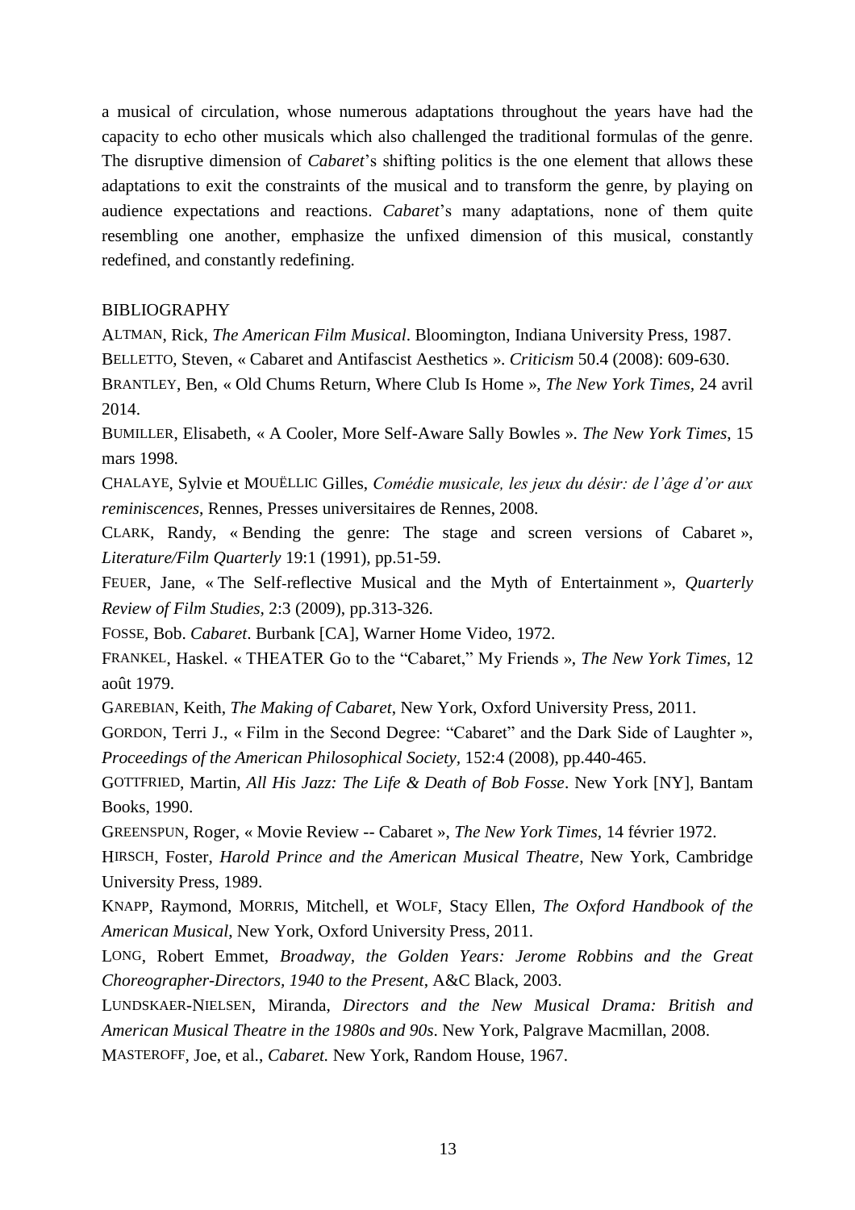a musical of circulation, whose numerous adaptations throughout the years have had the capacity to echo other musicals which also challenged the traditional formulas of the genre. The disruptive dimension of *Cabaret*'s shifting politics is the one element that allows these adaptations to exit the constraints of the musical and to transform the genre, by playing on audience expectations and reactions. *Cabaret*'s many adaptations, none of them quite resembling one another, emphasize the unfixed dimension of this musical, constantly redefined, and constantly redefining.

BIBLIOGRAPHY

ALTMAN, Rick, *The American Film Musical*. Bloomington, Indiana University Press, 1987.

BELLETTO, Steven, « Cabaret and Antifascist Aesthetics ». *Criticism* 50.4 (2008): 609-630.

BRANTLEY, Ben, « Old Chums Return, Where Club Is Home », *The New York Times,* 24 avril 2014.

BUMILLER, Elisabeth, « A Cooler, More Self-Aware Sally Bowles ». *The New York Times*, 15 mars 1998.

CHALAYE, Sylvie et MOUËLLIC Gilles, *Comédie musicale, les jeux du désir: de l'âge d'or aux reminiscences*, Rennes, Presses universitaires de Rennes, 2008.

CLARK, Randy, « Bending the genre: The stage and screen versions of Cabaret », *Literature/Film Quarterly* 19:1 (1991), pp.51-59.

FEUER, Jane, « The Self-reflective Musical and the Myth of Entertainment », *Quarterly Review of Film Studies,* 2:3 (2009), pp.313-326.

FOSSE, Bob. *Cabaret*. Burbank [CA], Warner Home Video, 1972.

FRANKEL, Haskel. « THEATER Go to the "Cabaret," My Friends », *The New York Times,* 12 août 1979.

GAREBIAN, Keith, *The Making of Cabaret*, New York, Oxford University Press, 2011.

GORDON, Terri J., « Film in the Second Degree: "Cabaret" and the Dark Side of Laughter », *Proceedings of the American Philosophical Society,* 152:4 (2008), pp.440-465.

GOTTFRIED, Martin, *All His Jazz: The Life & Death of Bob Fosse*. New York [NY], Bantam Books, 1990.

GREENSPUN, Roger, « Movie Review -- Cabaret », *The New York Times*, 14 février 1972.

HIRSCH, Foster, *Harold Prince and the American Musical Theatre*, New York, Cambridge University Press, 1989.

KNAPP, Raymond, MORRIS, Mitchell, et WOLF, Stacy Ellen, *The Oxford Handbook of the American Musical*, New York, Oxford University Press, 2011.

LONG, Robert Emmet, *Broadway, the Golden Years: Jerome Robbins and the Great Choreographer-Directors, 1940 to the Present*, A&C Black, 2003.

LUNDSKAER-NIELSEN, Miranda, *Directors and the New Musical Drama: British and American Musical Theatre in the 1980s and 90s*. New York, Palgrave Macmillan, 2008.

MASTEROFF, Joe, et al., *Cabaret.* New York, Random House, 1967.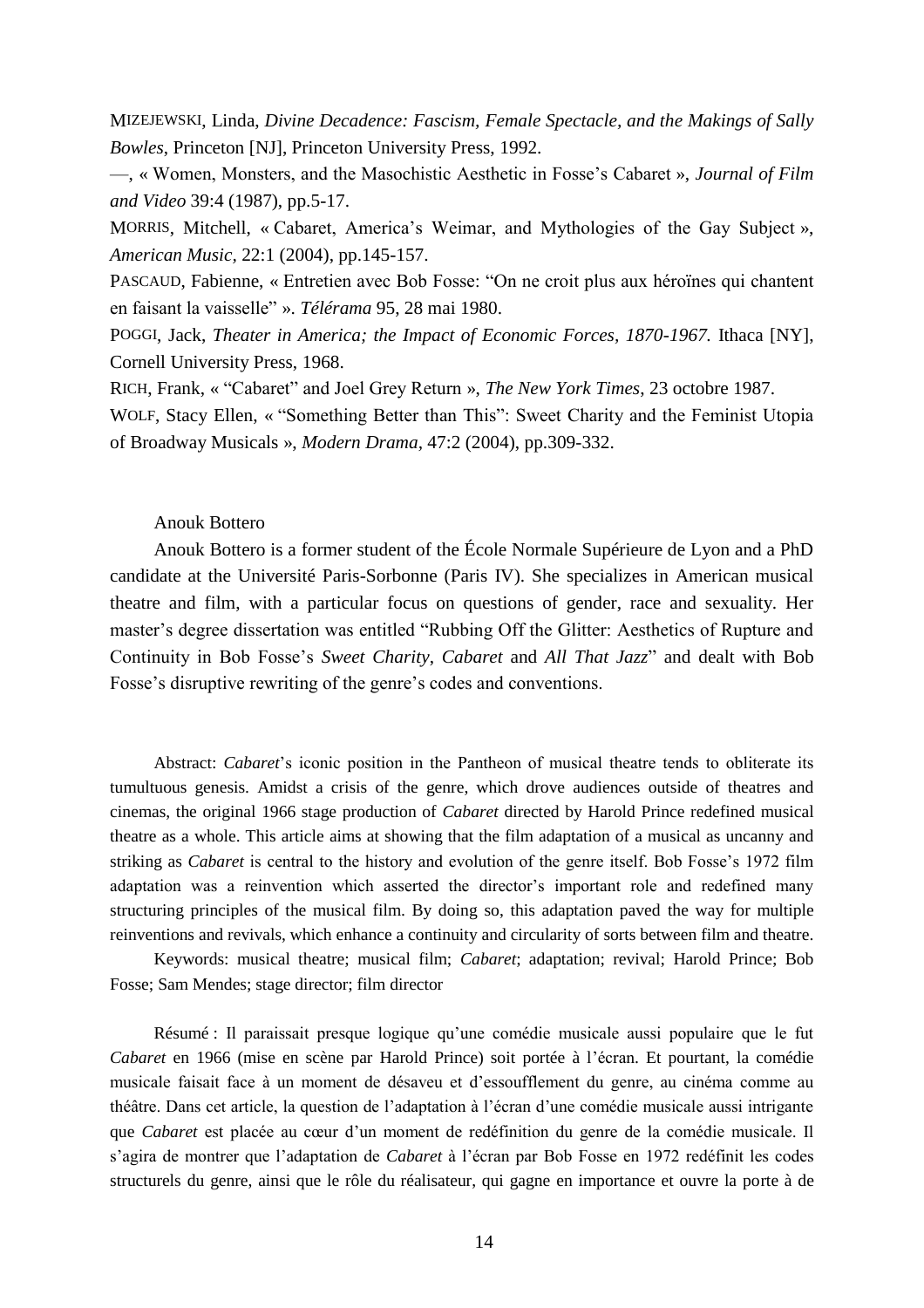MIZEJEWSKI, Linda, *Divine Decadence: Fascism, Female Spectacle, and the Makings of Sally Bowles*, Princeton [NJ], Princeton University Press, 1992.

—, « Women, Monsters, and the Masochistic Aesthetic in Fosse's Cabaret », *Journal of Film and Video* 39:4 (1987), pp.5-17.

MORRIS, Mitchell, « Cabaret, America's Weimar, and Mythologies of the Gay Subject », *American Music*, 22:1 (2004), pp.145-157.

PASCAUD, Fabienne, « Entretien avec Bob Fosse: "On ne croit plus aux héroïnes qui chantent en faisant la vaisselle" ». *Télérama* 95, 28 mai 1980.

POGGI, Jack, *Theater in America; the Impact of Economic Forces, 1870-1967.* Ithaca [NY], Cornell University Press, 1968.

RICH, Frank, « "Cabaret" and Joel Grey Return », *The New York Times*, 23 octobre 1987.

WOLF, Stacy Ellen, « "Something Better than This": Sweet Charity and the Feminist Utopia of Broadway Musicals », *Modern Drama*, 47:2 (2004), pp.309-332.

Anouk Bottero

Anouk Bottero is a former student of the École Normale Supérieure de Lyon and a PhD candidate at the Université Paris-Sorbonne (Paris IV). She specializes in American musical theatre and film, with a particular focus on questions of gender, race and sexuality. Her master's degree dissertation was entitled "Rubbing Off the Glitter: Aesthetics of Rupture and Continuity in Bob Fosse's *Sweet Charity*, *Cabaret* and *All That Jazz*" and dealt with Bob Fosse's disruptive rewriting of the genre's codes and conventions.

Abstract: *Cabaret*'s iconic position in the Pantheon of musical theatre tends to obliterate its tumultuous genesis. Amidst a crisis of the genre, which drove audiences outside of theatres and cinemas, the original 1966 stage production of *Cabaret* directed by Harold Prince redefined musical theatre as a whole. This article aims at showing that the film adaptation of a musical as uncanny and striking as *Cabaret* is central to the history and evolution of the genre itself. Bob Fosse's 1972 film adaptation was a reinvention which asserted the director's important role and redefined many structuring principles of the musical film. By doing so, this adaptation paved the way for multiple reinventions and revivals, which enhance a continuity and circularity of sorts between film and theatre.

Keywords: musical theatre; musical film; *Cabaret*; adaptation; revival; Harold Prince; Bob Fosse; Sam Mendes; stage director; film director

Résumé : Il paraissait presque logique qu'une comédie musicale aussi populaire que le fut *Cabaret* en 1966 (mise en scène par Harold Prince) soit portée à l'écran. Et pourtant, la comédie musicale faisait face à un moment de désaveu et d'essoufflement du genre, au cinéma comme au théâtre. Dans cet article, la question de l'adaptation à l'écran d'une comédie musicale aussi intrigante que *Cabaret* est placée au cœur d'un moment de redéfinition du genre de la comédie musicale. Il s'agira de montrer que l'adaptation de *Cabaret* à l'écran par Bob Fosse en 1972 redéfinit les codes structurels du genre, ainsi que le rôle du réalisateur, qui gagne en importance et ouvre la porte à de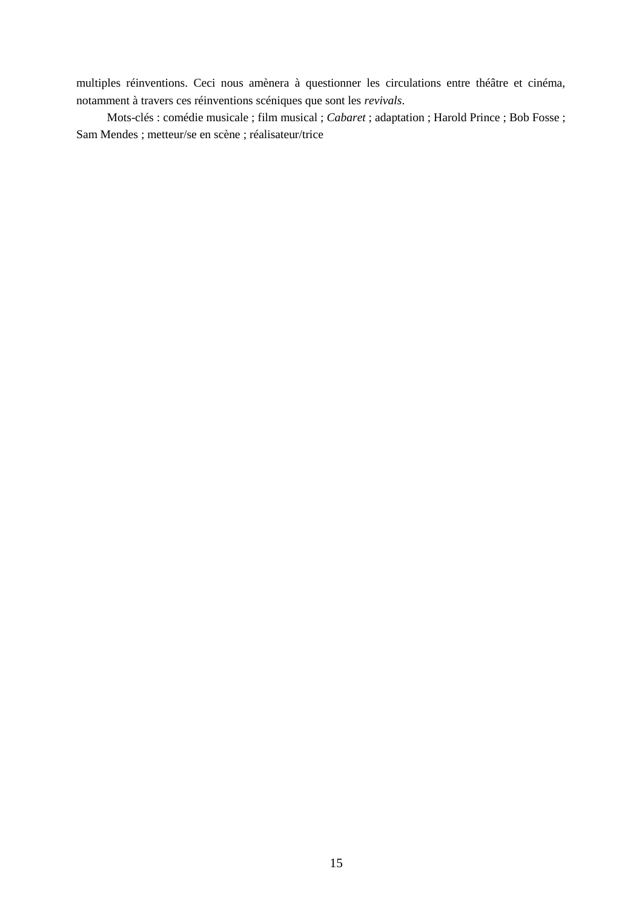multiples réinventions. Ceci nous amènera à questionner les circulations entre théâtre et cinéma, notamment à travers ces réinventions scéniques que sont les *revivals*.

Mots-clés : comédie musicale ; film musical ; *Cabaret* ; adaptation ; Harold Prince ; Bob Fosse ; Sam Mendes ; metteur/se en scène ; réalisateur/trice